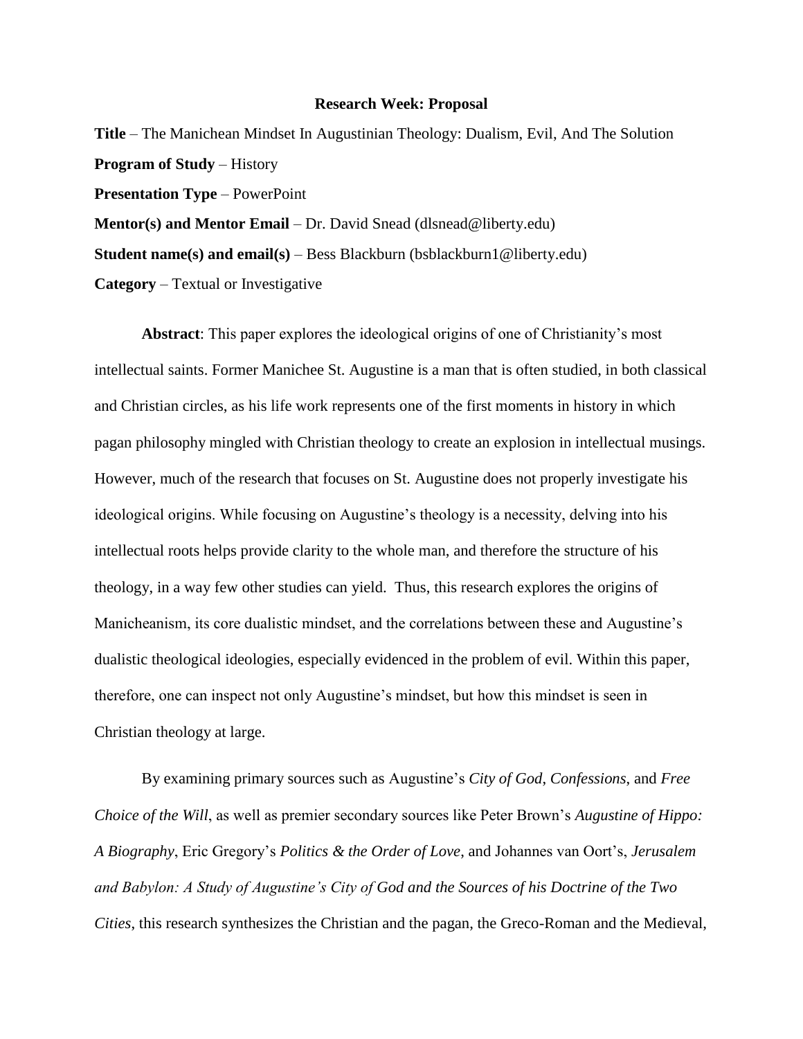**Research Week: Proposal**

**Title** – The Manichean Mindset In Augustinian Theology: Dualism, Evil, And The Solution

**Program of Study** – History

**Presentation Type** – PowerPoint

**Mentor(s) and Mentor Email** – Dr. David Snead (dlsnead@liberty.edu)

**Student name(s) and email(s)** – Bess Blackburn (bsblackburn1@liberty.edu)

**Category** – Textual or Investigative

**Abstract**: This paper explores the ideological origins of one of Christianity's most intellectual saints. Former Manichee St. Augustine is a man that is often studied, in both classical and Christian circles, as his life work represents one of the first moments in history in which pagan philosophy mingled with Christian theology to create an explosion in intellectual musings. However, much of the research that focuses on St. Augustine does not properly investigate his ideological origins. While focusing on Augustine's theology is a necessity, delving into his intellectual roots helps provide clarity to the whole man, and therefore the structure of his theology, in a way few other studies can yield. Thus, this research explores the origins of Manicheanism, its core dualistic mindset, and the correlations between these and Augustine's dualistic theological ideologies, especially evidenced in the problem of evil. Within this paper, therefore, one can inspect not only Augustine's mindset, but how this mindset is seen in Christian theology at large.

By examining primary sources such as Augustine's *City of God*, *Confessions*, and *Free Choice of the Will*, as well as premier secondary sources like Peter Brown's *Augustine of Hippo: A Biography*, Eric Gregory's *Politics & the Order of Love*, and Johannes van Oort's, *Jerusalem and Babylon: A Study of Augustine's City of God and the Sources of his Doctrine of the Two Cities*, this research synthesizes the Christian and the pagan, the Greco-Roman and the Medieval,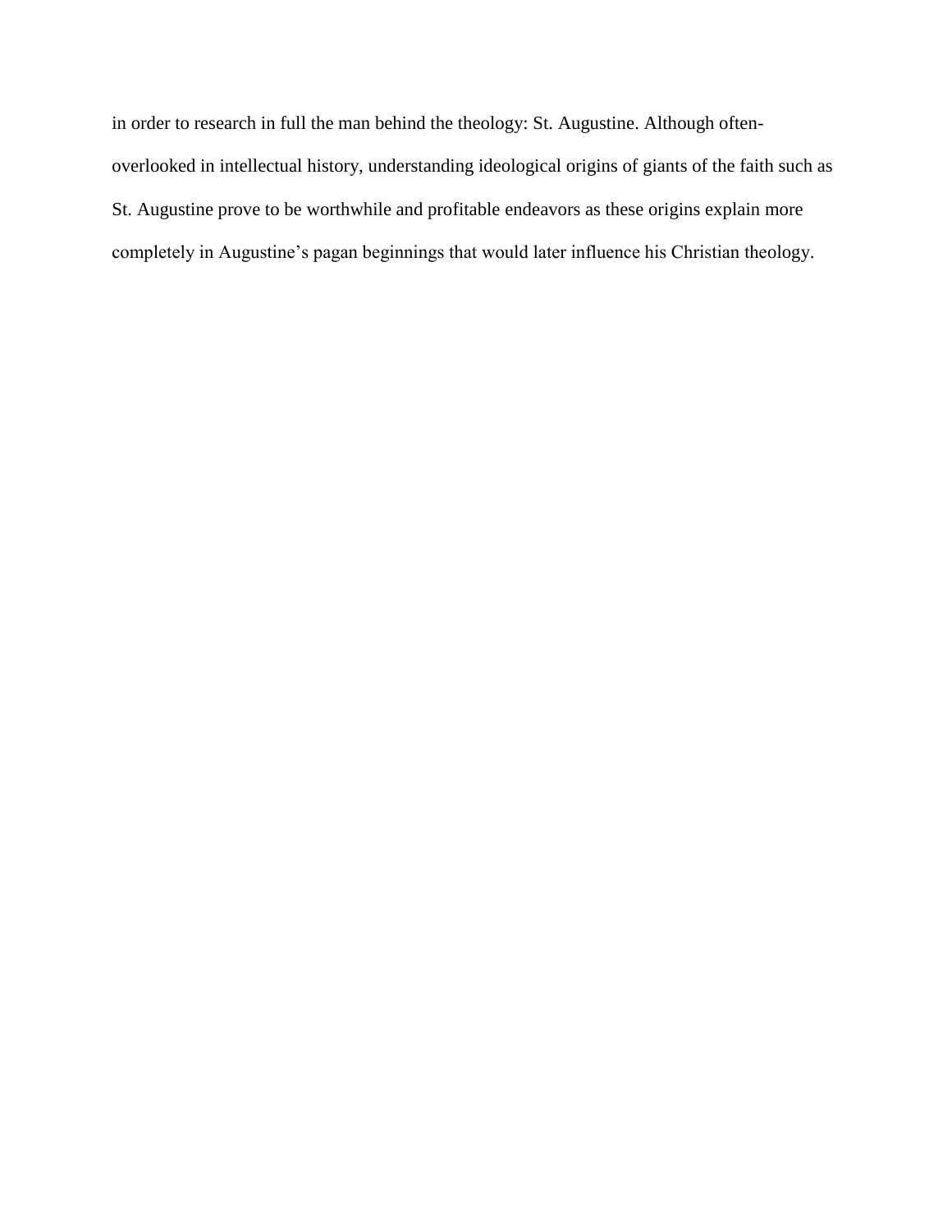in order to research in full the man behind the theology: St. Augustine. Although often-overlooked in intellectual history, understanding ideological origins of giants of the faith such as St. Augustine prove to be worthwhile and profitable endeavors as these origins explain more completely in Augustine's pagan beginnings that would later influence his Christian theology.